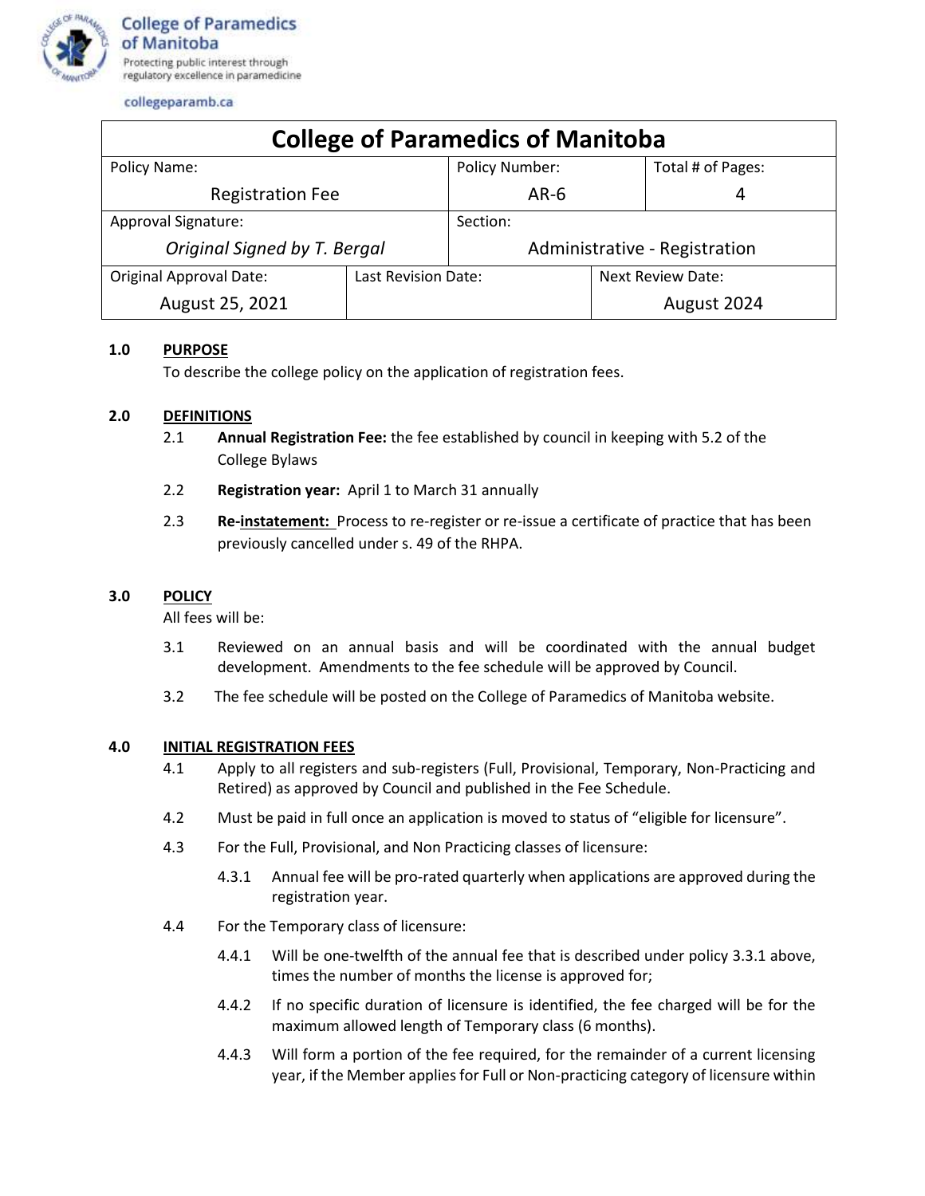College of Paramedics of Manitoba
Protecting public interest through regulatory excellence in paramedicine

collegeparamb.ca

| College of Paramedics of Manitoba | | |
|---|---|---|
| Policy Name: Registration Fee | Policy Number: AR-6 | Total # of Pages: 4 |
| Approval Signature: *Original Signed by T. Bergal* | Section: Administrative - Registration | |
| Original Approval Date: August 25, 2021 | Last Revision Date: | Next Review Date: August 2024 |

## 1.0 PURPOSE

To describe the college policy on the application of registration fees.

## 2.0 DEFINITIONS

2.1 **Annual Registration Fee:** the fee established by council in keeping with 5.2 of the College Bylaws

2.2 **Registration year:** April 1 to March 31 annually

2.3 **Re-instatement:** Process to re-register or re-issue a certificate of practice that has been previously cancelled under s. 49 of the RHPA.

## 3.0 POLICY

All fees will be:

3.1 Reviewed on an annual basis and will be coordinated with the annual budget development. Amendments to the fee schedule will be approved by Council.

3.2 The fee schedule will be posted on the College of Paramedics of Manitoba website.

## 4.0 INITIAL REGISTRATION FEES

4.1 Apply to all registers and sub-registers (Full, Provisional, Temporary, Non-Practicing and Retired) as approved by Council and published in the Fee Schedule.

4.2 Must be paid in full once an application is moved to status of "eligible for licensure".

4.3 For the Full, Provisional, and Non Practicing classes of licensure:

4.3.1 Annual fee will be pro-rated quarterly when applications are approved during the registration year.

4.4 For the Temporary class of licensure:

4.4.1 Will be one-twelfth of the annual fee that is described under policy 3.3.1 above, times the number of months the license is approved for;

4.4.2 If no specific duration of licensure is identified, the fee charged will be for the maximum allowed length of Temporary class (6 months).

4.4.3 Will form a portion of the fee required, for the remainder of a current licensing year, if the Member applies for Full or Non-practicing category of licensure within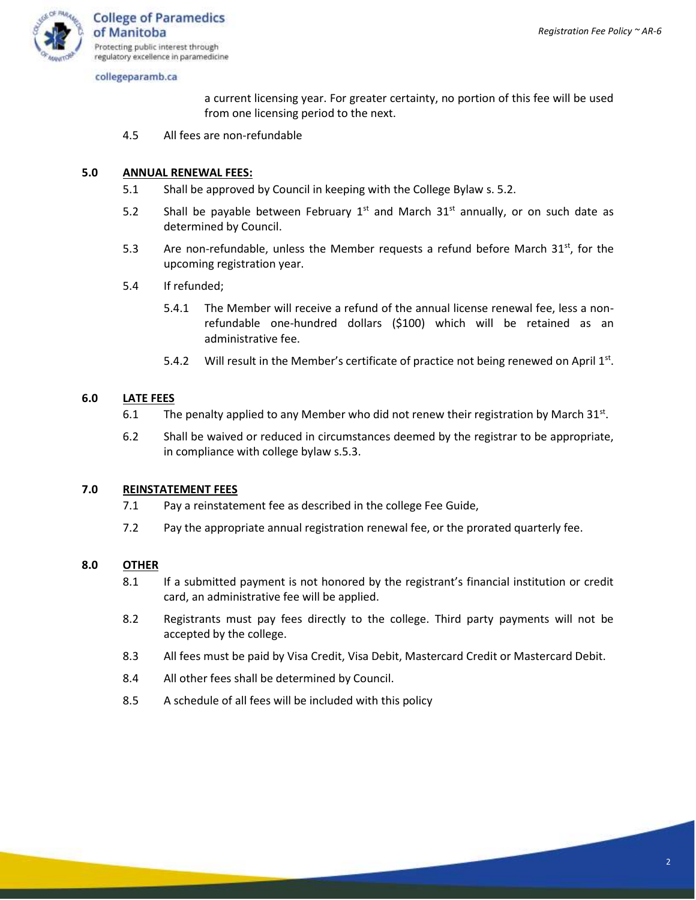a current licensing year. For greater certainty, no portion of this fee will be used from one licensing period to the next.

4.5 All fees are non-refundable

## 5.0 ANNUAL RENEWAL FEES:

5.1 Shall be approved by Council in keeping with the College Bylaw s. 5.2.

5.2 Shall be payable between February 1st and March 31st annually, or on such date as determined by Council.

5.3 Are non-refundable, unless the Member requests a refund before March 31st, for the upcoming registration year.

5.4 If refunded;

5.4.1 The Member will receive a refund of the annual license renewal fee, less a non-refundable one-hundred dollars ($100) which will be retained as an administrative fee.

5.4.2 Will result in the Member's certificate of practice not being renewed on April 1st.

## 6.0 LATE FEES

6.1 The penalty applied to any Member who did not renew their registration by March 31st.

6.2 Shall be waived or reduced in circumstances deemed by the registrar to be appropriate, in compliance with college bylaw s.5.3.

## 7.0 REINSTATEMENT FEES

7.1 Pay a reinstatement fee as described in the college Fee Guide,

7.2 Pay the appropriate annual registration renewal fee, or the prorated quarterly fee.

## 8.0 OTHER

8.1 If a submitted payment is not honored by the registrant's financial institution or credit card, an administrative fee will be applied.

8.2 Registrants must pay fees directly to the college. Third party payments will not be accepted by the college.

8.3 All fees must be paid by Visa Credit, Visa Debit, Mastercard Credit or Mastercard Debit.

8.4 All other fees shall be determined by Council.

8.5 A schedule of all fees will be included with this policy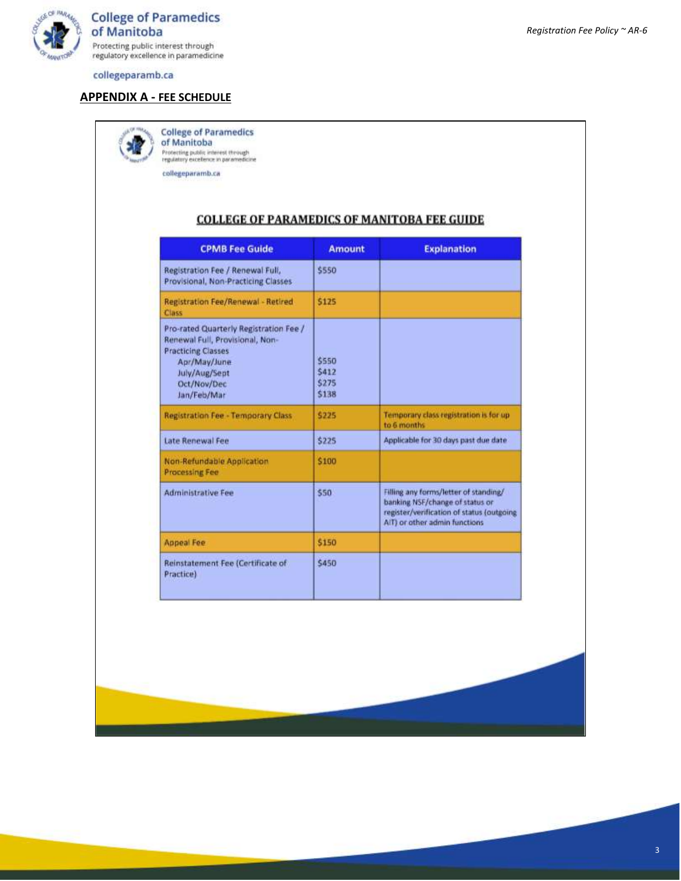## APPENDIX A - FEE SCHEDULE

College of Paramedics of Manitoba
Protecting public interest through regulatory excellence in paramedicine
collegeparamb.ca

### COLLEGE OF PARAMEDICS OF MANITOBA FEE GUIDE

| CPMB Fee Guide | Amount | Explanation |
|---|---|---|
| Registration Fee / Renewal Full, Provisional, Non-Practicing Classes | $550 | |
| Registration Fee/Renewal - Retired Class | $125 | |
| Pro-rated Quarterly Registration Fee / Renewal Full, Provisional, Non-Practicing Classes<br>Apr/May/June<br>July/Aug/Sept<br>Oct/Nov/Dec<br>Jan/Feb/Mar | <br><br><br>$550<br>$412<br>$275<br>$138 | |
| Registration Fee - Temporary Class | $225 | Temporary class registration is for up to 6 months |
| Late Renewal Fee | $225 | Applicable for 30 days past due date |
| Non-Refundable Application Processing Fee | $100 | |
| Administrative Fee | $50 | Filling any forms/letter of standing/ banking NSF/change of status or register/verification of status (outgoing AIT) or other admin functions |
| Appeal Fee | $150 | |
| Reinstatement Fee (Certificate of Practice) | $450 | |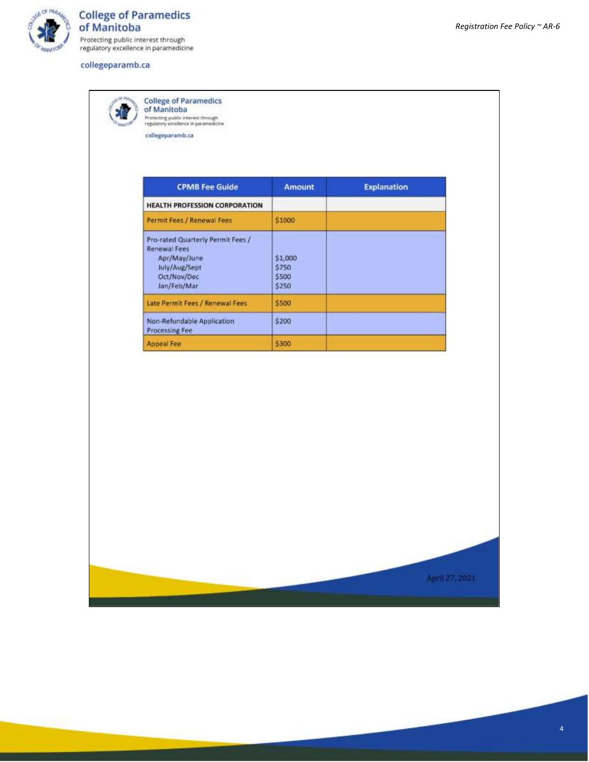College of Paramedics of Manitoba

Protecting public interest through regulatory excellence in paramedicine

collegeparamb.ca

| CPMB Fee Guide | Amount | Explanation |
| --- | --- | --- |
| **HEALTH PROFESSION CORPORATION** | | |
| Permit Fees / Renewal Fees | $1000 | |
| Pro-rated Quarterly Permit Fees / Renewal Fees<br>Apr/May/June<br>July/Aug/Sept<br>Oct/Nov/Dec<br>Jan/Feb/Mar | <br><br>$1,000<br>$750<br>$500<br>$250 | |
| Late Permit Fees / Renewal Fees | $500 | |
| Non-Refundable Application Processing Fee | $200 | |
| Appeal Fee | $300 | |

April 27, 2021